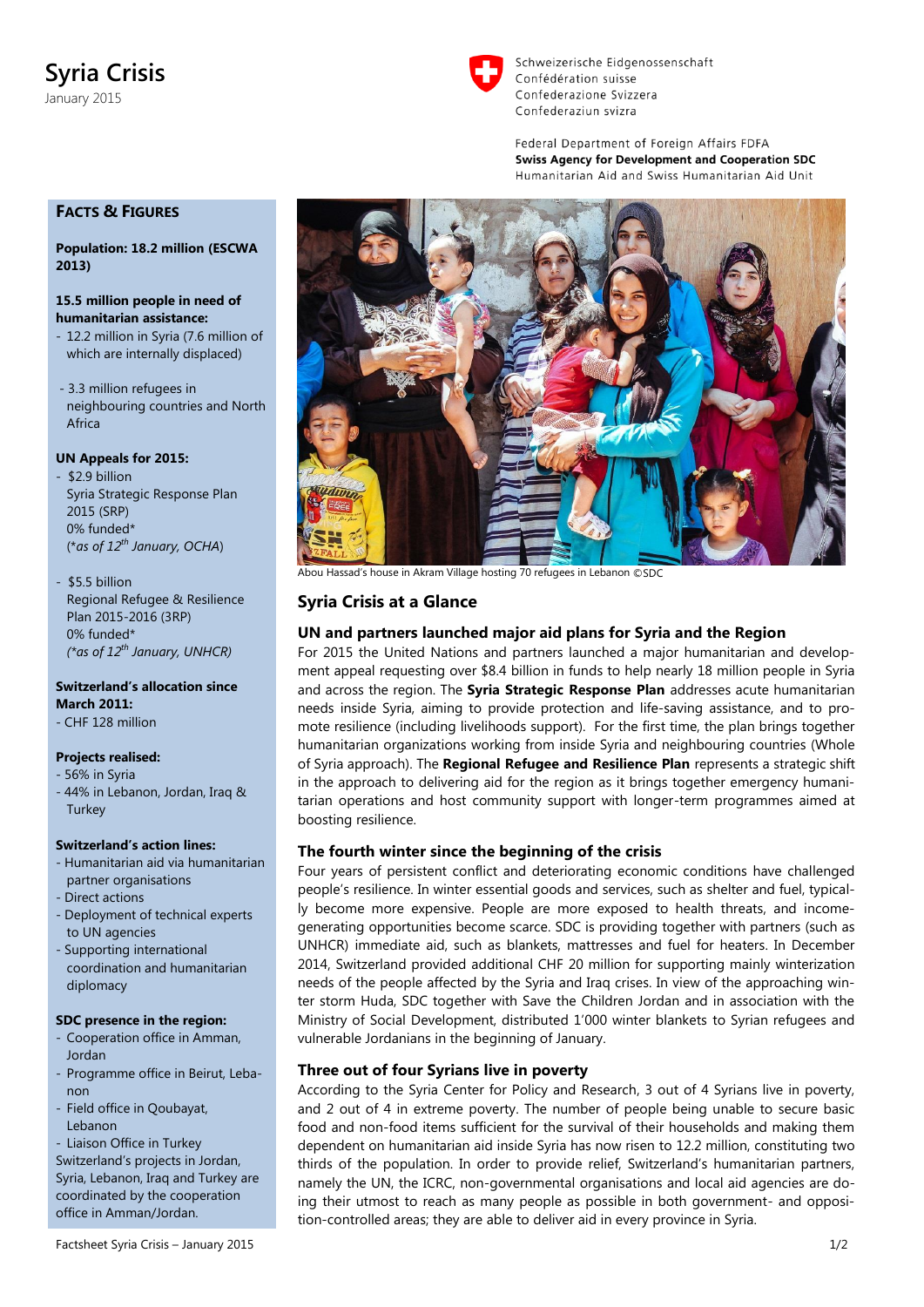# Syria Crisis

January 2015

Schweizerische Eidgenossenschaft
Confédération suisse
Confederazione Svizzera
Confederaziun svizra

Federal Department of Foreign Affairs FDFA
**Swiss Agency for Development and Cooperation SDC**
Humanitarian Aid and Swiss Humanitarian Aid Unit

### Facts & Figures

**Population: 18.2 million (ESCWA 2013)**

**15.5 million people in need of humanitarian assistance:**
- 12.2 million in Syria (7.6 million of which are internally displaced)
- 3.3 million refugees in neighbouring countries and North Africa

**UN Appeals for 2015:**
- $2.9 billion Syria Strategic Response Plan 2015 (SRP) 0% funded* (*as of 12th January, OCHA*)
- $5.5 billion Regional Refugee & Resilience Plan 2015-2016 (3RP) 0% funded* *(*as of 12th January, UNHCR)*

**Switzerland's allocation since March 2011:**
- CHF 128 million

**Projects realised:**
- 56% in Syria
- 44% in Lebanon, Jordan, Iraq & Turkey

**Switzerland's action lines:**
- Humanitarian aid via humanitarian partner organisations
- Direct actions
- Deployment of technical experts to UN agencies
- Supporting international coordination and humanitarian diplomacy

**SDC presence in the region:**
- Cooperation office in Amman, Jordan
- Programme office in Beirut, Lebanon
- Field office in Qoubayat, Lebanon
- Liaison Office in Turkey

Switzerland's projects in Jordan, Syria, Lebanon, Iraq and Turkey are coordinated by the cooperation office in Amman/Jordan.

Abou Hassad's house in Akram Village hosting 70 refugees in Lebanon ©SDC

## Syria Crisis at a Glance

### UN and partners launched major aid plans for Syria and the Region

For 2015 the United Nations and partners launched a major humanitarian and development appeal requesting over $8.4 billion in funds to help nearly 18 million people in Syria and across the region. The **Syria Strategic Response Plan** addresses acute humanitarian needs inside Syria, aiming to provide protection and life-saving assistance, and to promote resilience (including livelihoods support). For the first time, the plan brings together humanitarian organizations working from inside Syria and neighbouring countries (Whole of Syria approach). The **Regional Refugee and Resilience Plan** represents a strategic shift in the approach to delivering aid for the region as it brings together emergency humanitarian operations and host community support with longer-term programmes aimed at boosting resilience.

### The fourth winter since the beginning of the crisis

Four years of persistent conflict and deteriorating economic conditions have challenged people's resilience. In winter essential goods and services, such as shelter and fuel, typically become more expensive. People are more exposed to health threats, and income-generating opportunities become scarce. SDC is providing together with partners (such as UNHCR) immediate aid, such as blankets, mattresses and fuel for heaters. In December 2014, Switzerland provided additional CHF 20 million for supporting mainly winterization needs of the people affected by the Syria and Iraq crises. In view of the approaching winter storm Huda, SDC together with Save the Children Jordan and in association with the Ministry of Social Development, distributed 1'000 winter blankets to Syrian refugees and vulnerable Jordanians in the beginning of January.

### Three out of four Syrians live in poverty

According to the Syria Center for Policy and Research, 3 out of 4 Syrians live in poverty, and 2 out of 4 in extreme poverty. The number of people being unable to secure basic food and non-food items sufficient for the survival of their households and making them dependent on humanitarian aid inside Syria has now risen to 12.2 million, constituting two thirds of the population. In order to provide relief, Switzerland's humanitarian partners, namely the UN, the ICRC, non-governmental organisations and local aid agencies are doing their utmost to reach as many people as possible in both government- and opposition-controlled areas; they are able to deliver aid in every province in Syria.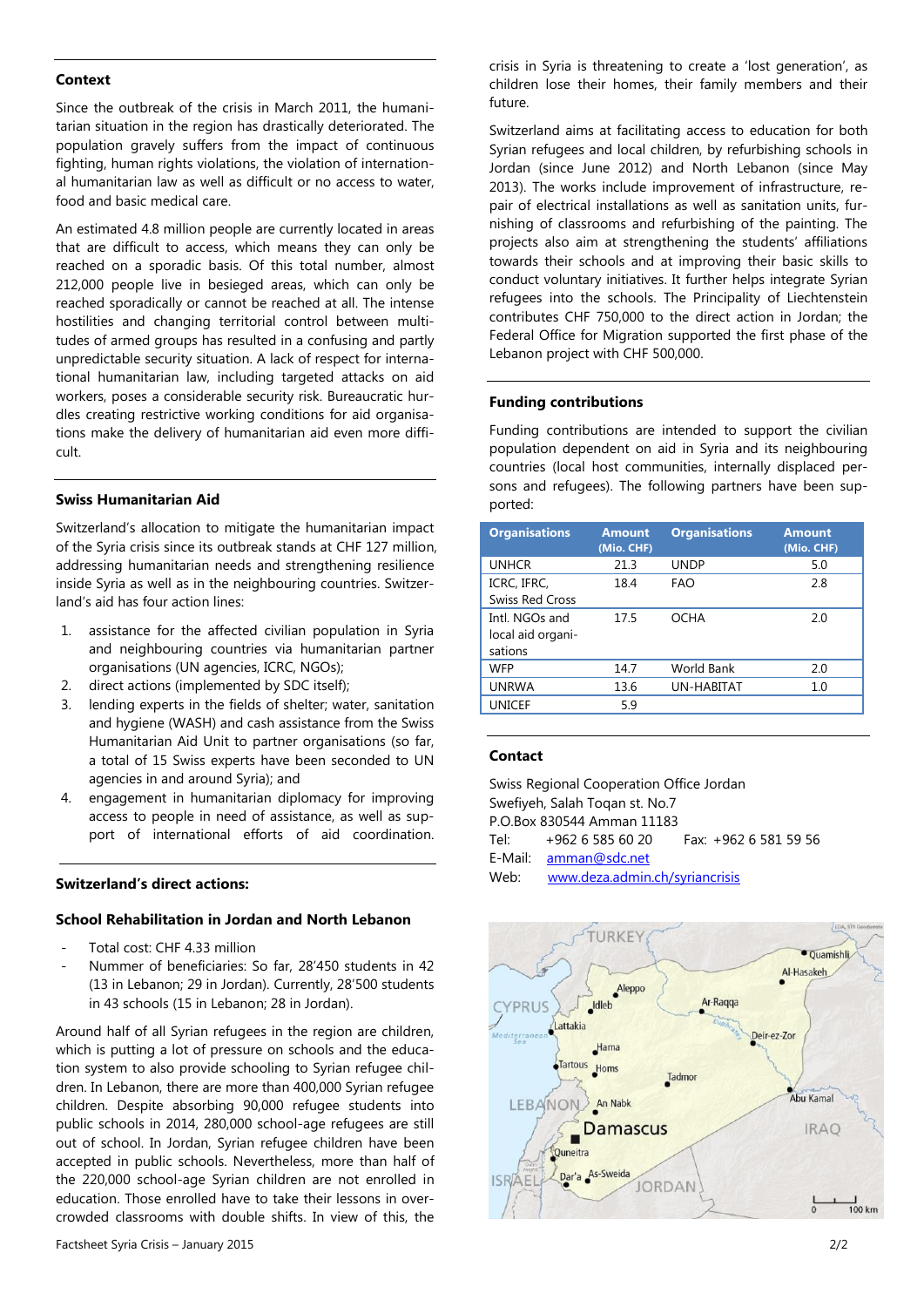### Context

Since the outbreak of the crisis in March 2011, the humanitarian situation in the region has drastically deteriorated. The population gravely suffers from the impact of continuous fighting, human rights violations, the violation of international humanitarian law as well as difficult or no access to water, food and basic medical care.

An estimated 4.8 million people are currently located in areas that are difficult to access, which means they can only be reached on a sporadic basis. Of this total number, almost 212,000 people live in besieged areas, which can only be reached sporadically or cannot be reached at all. The intense hostilities and changing territorial control between multitudes of armed groups has resulted in a confusing and partly unpredictable security situation. A lack of respect for international humanitarian law, including targeted attacks on aid workers, poses a considerable security risk. Bureaucratic hurdles creating restrictive working conditions for aid organisations make the delivery of humanitarian aid even more difficult.

### Swiss Humanitarian Aid

Switzerland's allocation to mitigate the humanitarian impact of the Syria crisis since its outbreak stands at CHF 127 million, addressing humanitarian needs and strengthening resilience inside Syria as well as in the neighbouring countries. Switzerland's aid has four action lines:

1. assistance for the affected civilian population in Syria and neighbouring countries via humanitarian partner organisations (UN agencies, ICRC, NGOs);
2. direct actions (implemented by SDC itself);
3. lending experts in the fields of shelter; water, sanitation and hygiene (WASH) and cash assistance from the Swiss Humanitarian Aid Unit to partner organisations (so far, a total of 15 Swiss experts have been seconded to UN agencies in and around Syria); and
4. engagement in humanitarian diplomacy for improving access to people in need of assistance, as well as support of international efforts of aid coordination.

### Switzerland's direct actions:

#### School Rehabilitation in Jordan and North Lebanon

- Total cost: CHF 4.33 million
- Nummer of beneficiaries: So far, 28'450 students in 42 (13 in Lebanon; 29 in Jordan). Currently, 28'500 students in 43 schools (15 in Lebanon; 28 in Jordan).

Around half of all Syrian refugees in the region are children, which is putting a lot of pressure on schools and the education system to also provide schooling to Syrian refugee children. In Lebanon, there are more than 400,000 Syrian refugee children. Despite absorbing 90,000 refugee students into public schools in 2014, 280,000 school-age refugees are still out of school. In Jordan, Syrian refugee children have been accepted in public schools. Nevertheless, more than half of the 220,000 school-age Syrian children are not enrolled in education. Those enrolled have to take their lessons in overcrowded classrooms with double shifts. In view of this, the crisis in Syria is threatening to create a 'lost generation', as children lose their homes, their family members and their future.

Switzerland aims at facilitating access to education for both Syrian refugees and local children, by refurbishing schools in Jordan (since June 2012) and North Lebanon (since May 2013). The works include improvement of infrastructure, repair of electrical installations as well as sanitation units, furnishing of classrooms and refurbishing of the painting. The projects also aim at strengthening the students' affiliations towards their schools and at improving their basic skills to conduct voluntary initiatives. It further helps integrate Syrian refugees into the schools. The Principality of Liechtenstein contributes CHF 750,000 to the direct action in Jordan; the Federal Office for Migration supported the first phase of the Lebanon project with CHF 500,000.

### Funding contributions

Funding contributions are intended to support the civilian population dependent on aid in Syria and its neighbouring countries (local host communities, internally displaced persons and refugees). The following partners have been supported:

| Organisations | Amount (Mio. CHF) | Organisations | Amount (Mio. CHF) |
|---|---|---|---|
| UNHCR | 21.3 | UNDP | 5.0 |
| ICRC, IFRC, Swiss Red Cross | 18.4 | FAO | 2.8 |
| Intl. NGOs and local aid organisations | 17.5 | OCHA | 2.0 |
| WFP | 14.7 | World Bank | 2.0 |
| UNRWA | 13.6 | UN-HABITAT | 1.0 |
| UNICEF | 5.9 | | |

### Contact

Swiss Regional Cooperation Office Jordan
Swefiyeh, Salah Toqan st. No.7
P.O.Box 830544 Amman 11183
Tel: +962 6 585 60 20 Fax: +962 6 581 59 56
E-Mail: amman@sdc.net
Web: www.deza.admin.ch/syriancrisis

TURKEY
CYPRUS
LEBANON
ISRAEL
JORDAN
IRAQ
Mediterranean Sea
Quamishli
Al-Hasakeh
Aleppo
Idleb
Ar-Raqqa
Lattakia
Deir-ez-Zor
Hama
Tartous
Homs
Tadmor
Abu Kamal
An Nabk
Damascus
Quneitra
Dar'a
As-Sweida
0 100 km